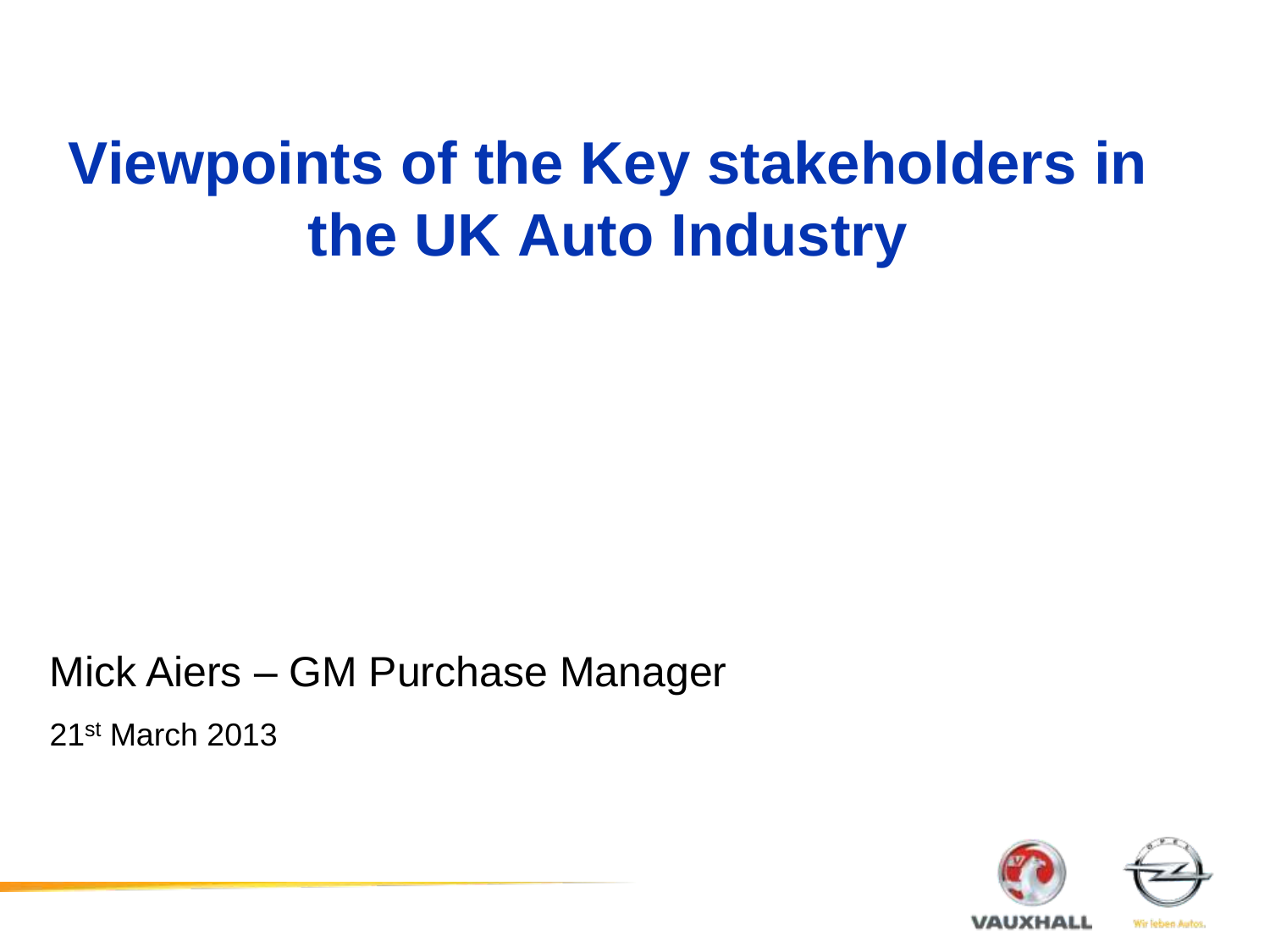# Viewpoints of the Key stakeholders in the UK Auto Industry

Mick Aiers – GM Purchase Manager

21st March 2013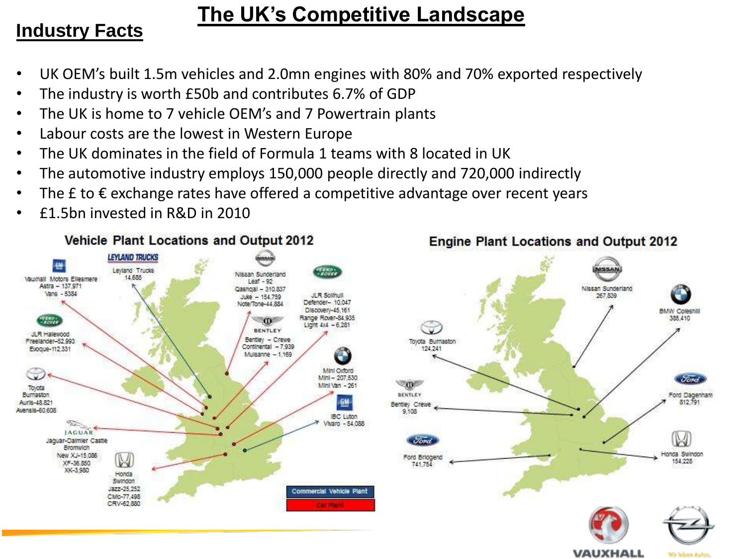# The UK's Competitive Landscape

## Industry Facts

- UK OEM's built 1.5m vehicles and 2.0mn engines with 80% and 70% exported respectively
- The industry is worth £50b and contributes 6.7% of GDP
- The UK is home to 7 vehicle OEM's and 7 Powertrain plants
- Labour costs are the lowest in Western Europe
- The UK dominates in the field of Formula 1 teams with 8 located in UK
- The automotive industry employs 150,000 people directly and 720,000 indirectly
- The £ to € exchange rates have offered a competitive advantage over recent years
- £1.5bn invested in R&D in 2010

### Vehicle Plant Locations and Output 2012

- Vauxhall Motors Ellesmere: Astra – 137,971; Vans – 5384
- Leyland Trucks: 14,685
- Nissan Sunderland: Leaf – 92; Qashqai – 310,837; Juke – 154,759; Note/Tone – 44,884
- JLR Solihull: Defender – 10,047; Discovery – 45,161; Range Rover – 84,935; Light 4x4 – 6,281
- JLR Halewood: Freelander – 52,993; Evoque – 112,331
- Bentley – Crewe: Continental – 7,939; Mulsanne – 1,169
- Toyota Burnaston: Auris – 48,821; Avensis – 60,608
- Mini Oxford: Mini – 207,530; Mini Van – 261
- IBC Luton: Vivaro – 54,088
- Jaguar-Daimler Castle Bromwich: New XJ – 15,086; XF – 36,850; XK – 3,980
- Honda Swindon: Jazz – 25,252; Civic – 77,498; CRV – 62,880

Commercial Vehicle Plant
Car Plant

### Engine Plant Locations and Output 2012

- Nissan Sunderland: 267,839
- BMW Coleshill: 385,410
- Toyota Burnaston: 124,241
- Bentley Crewe: 9,108
- Ford Dagenham: 812,791
- Ford Bridgend: 741,754
- Honda Swindon: 154,228

VAUXHALL

Wir leben Autos.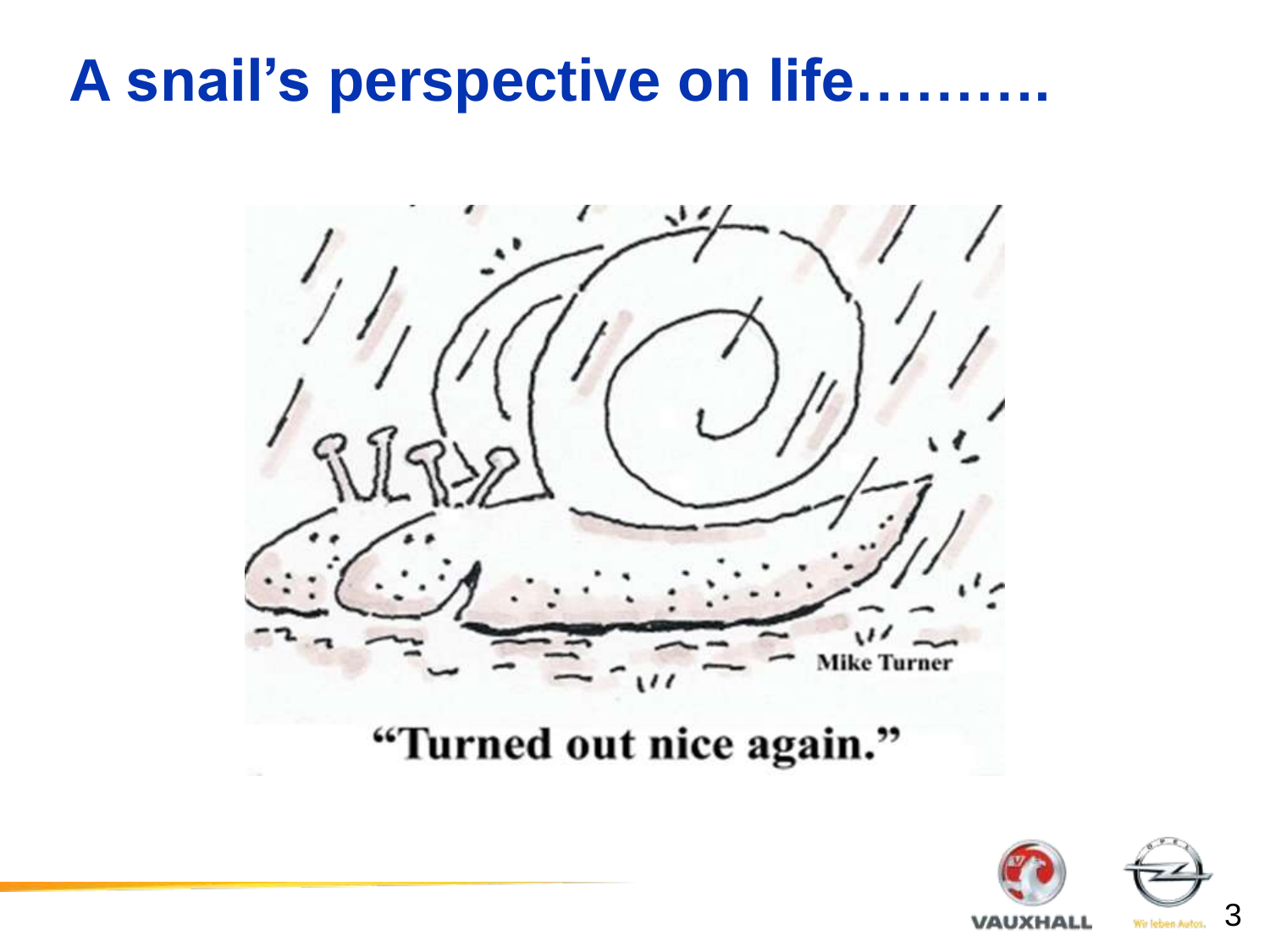# A snail's perspective on life……….

"Turned out nice again."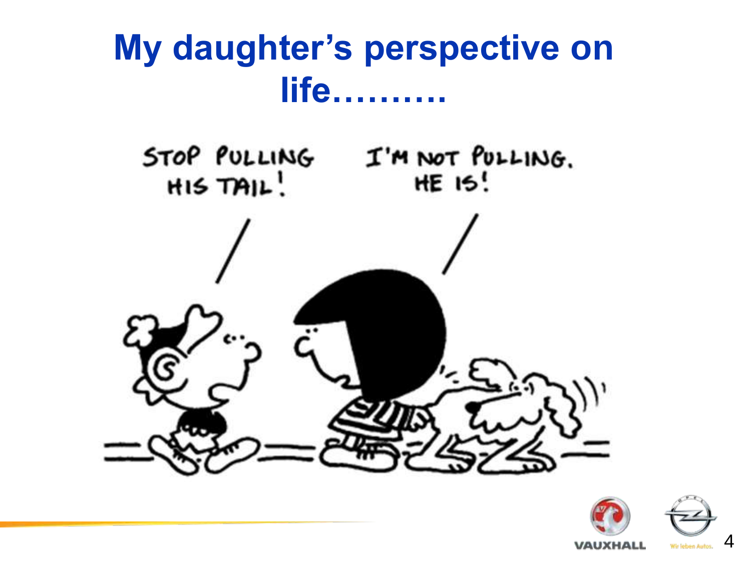# My daughter's perspective on life……….

STOP PULLING HIS TAIL!

I'M NOT PULLING. HE IS!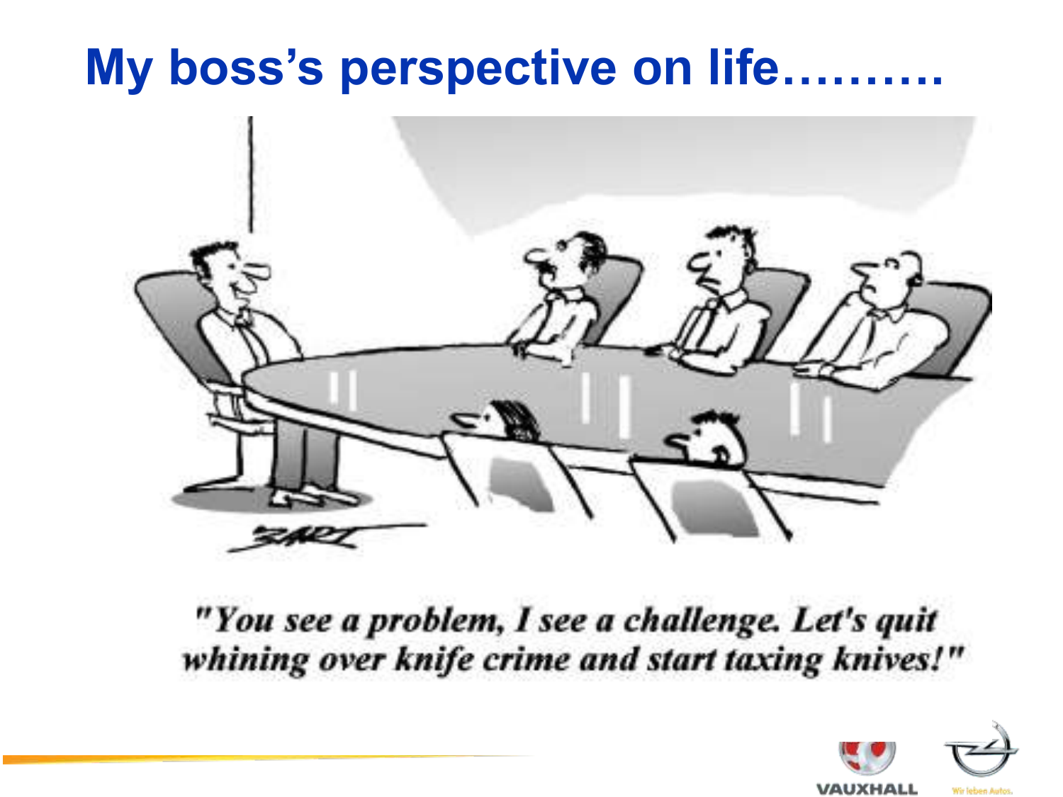# My boss's perspective on life……….

*"You see a problem, I see a challenge. Let's quit whining over knife crime and start taxing knives!"*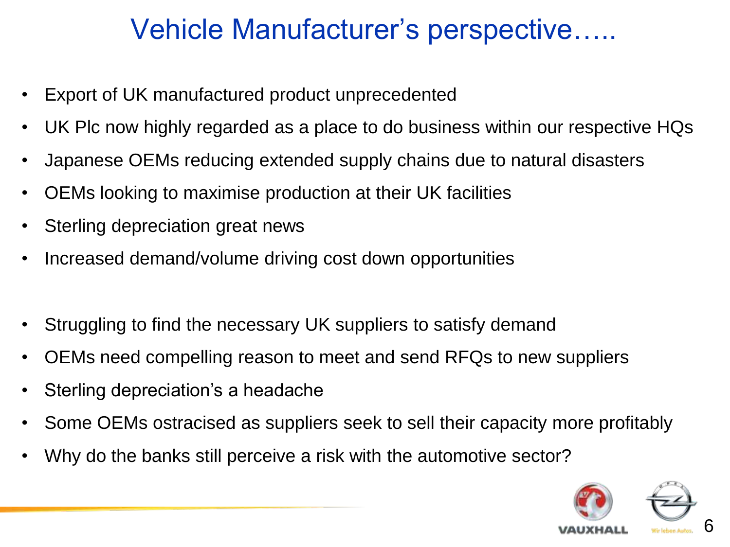# Vehicle Manufacturer's perspective…..

- Export of UK manufactured product unprecedented
- UK Plc now highly regarded as a place to do business within our respective HQs
- Japanese OEMs reducing extended supply chains due to natural disasters
- OEMs looking to maximise production at their UK facilities
- Sterling depreciation great news
- Increased demand/volume driving cost down opportunities

- Struggling to find the necessary UK suppliers to satisfy demand
- OEMs need compelling reason to meet and send RFQs to new suppliers
- Sterling depreciation's a headache
- Some OEMs ostracised as suppliers seek to sell their capacity more profitably
- Why do the banks still perceive a risk with the automotive sector?

VAUXHALL

Wir leben Autos.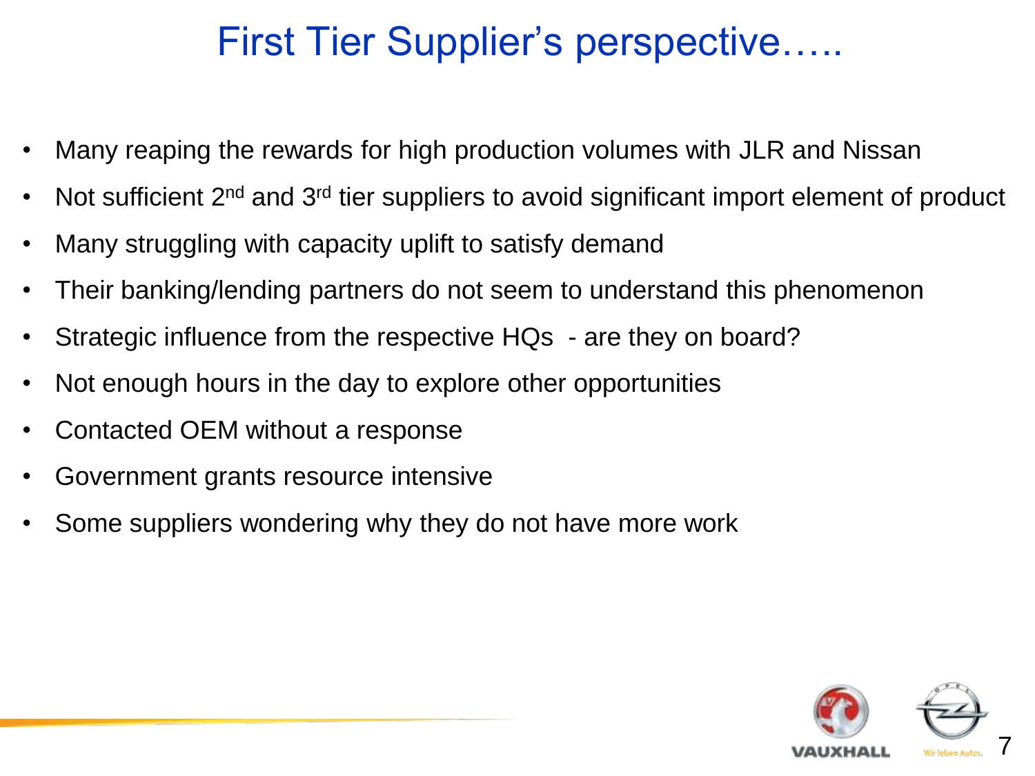# First Tier Supplier's perspective…..

- Many reaping the rewards for high production volumes with JLR and Nissan
- Not sufficient 2nd and 3rd tier suppliers to avoid significant import element of product
- Many struggling with capacity uplift to satisfy demand
- Their banking/lending partners do not seem to understand this phenomenon
- Strategic influence from the respective HQs - are they on board?
- Not enough hours in the day to explore other opportunities
- Contacted OEM without a response
- Government grants resource intensive
- Some suppliers wondering why they do not have more work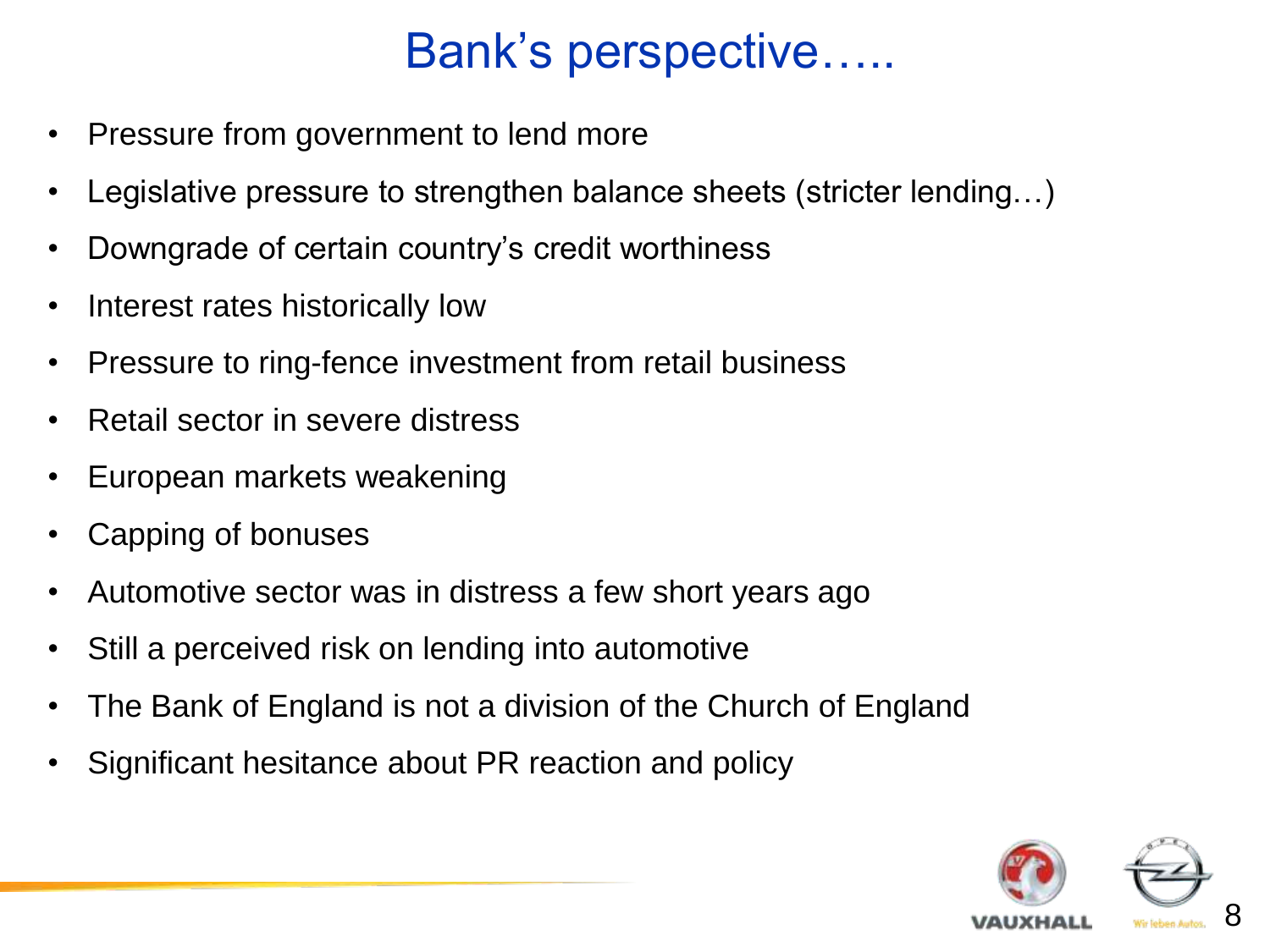# Bank's perspective…..

- Pressure from government to lend more
- Legislative pressure to strengthen balance sheets (stricter lending…)
- Downgrade of certain country's credit worthiness
- Interest rates historically low
- Pressure to ring-fence investment from retail business
- Retail sector in severe distress
- European markets weakening
- Capping of bonuses
- Automotive sector was in distress a few short years ago
- Still a perceived risk on lending into automotive
- The Bank of England is not a division of the Church of England
- Significant hesitance about PR reaction and policy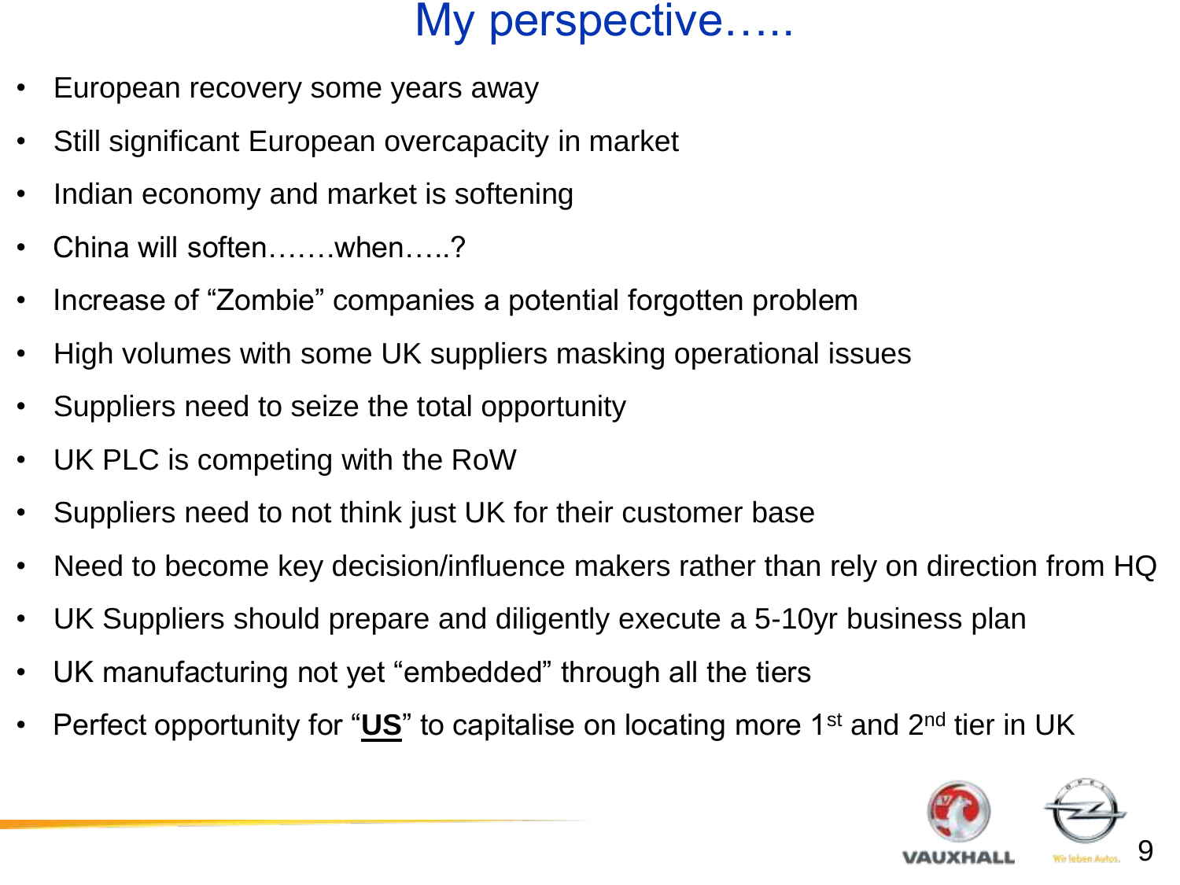# My perspective…..

- European recovery some years away
- Still significant European overcapacity in market
- Indian economy and market is softening
- China will soften…….when…..?
- Increase of "Zombie" companies a potential forgotten problem
- High volumes with some UK suppliers masking operational issues
- Suppliers need to seize the total opportunity
- UK PLC is competing with the RoW
- Suppliers need to not think just UK for their customer base
- Need to become key decision/influence makers rather than rely on direction from HQ
- UK Suppliers should prepare and diligently execute a 5-10yr business plan
- UK manufacturing not yet "embedded" through all the tiers
- Perfect opportunity for "**US**" to capitalise on locating more 1st and 2nd tier in UK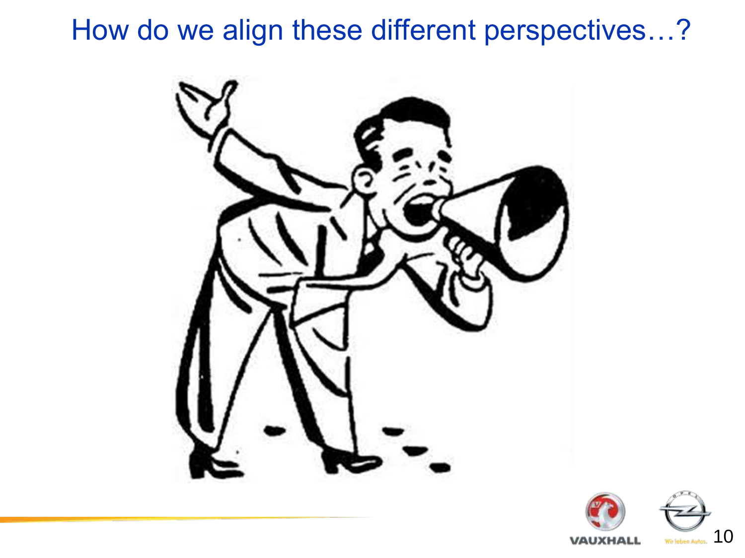# How do we align these different perspectives…?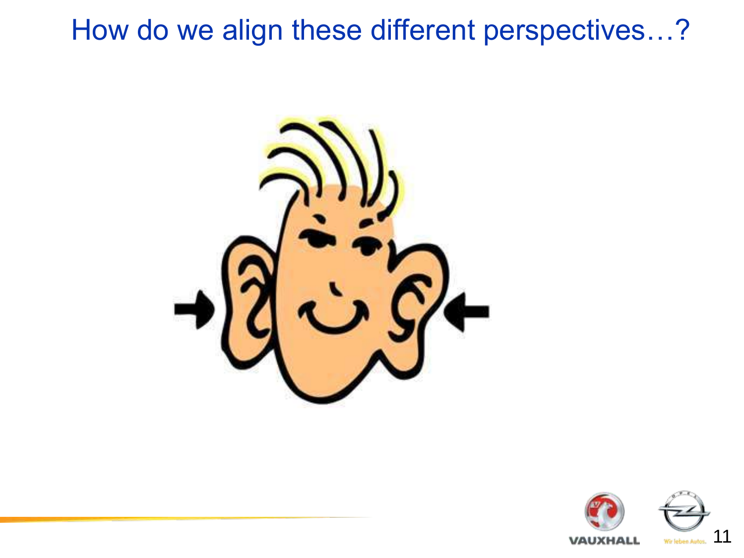# How do we align these different perspectives…?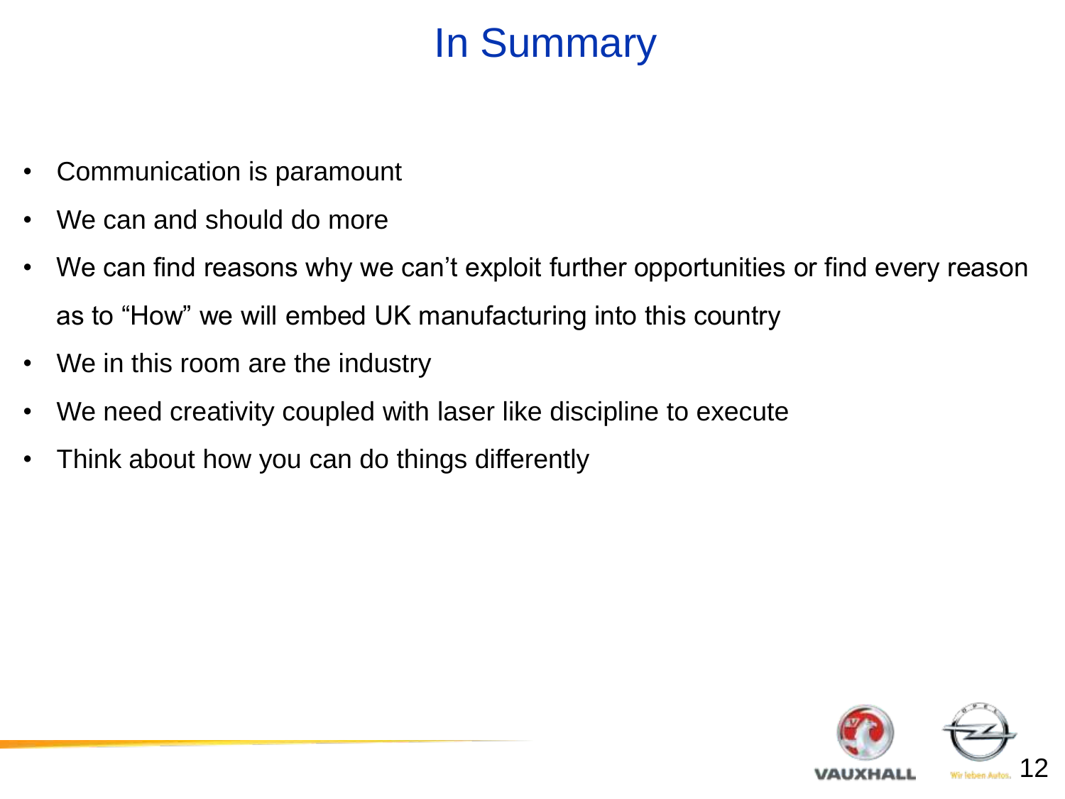# In Summary

- Communication is paramount
- We can and should do more
- We can find reasons why we can't exploit further opportunities or find every reason as to "How" we will embed UK manufacturing into this country
- We in this room are the industry
- We need creativity coupled with laser like discipline to execute
- Think about how you can do things differently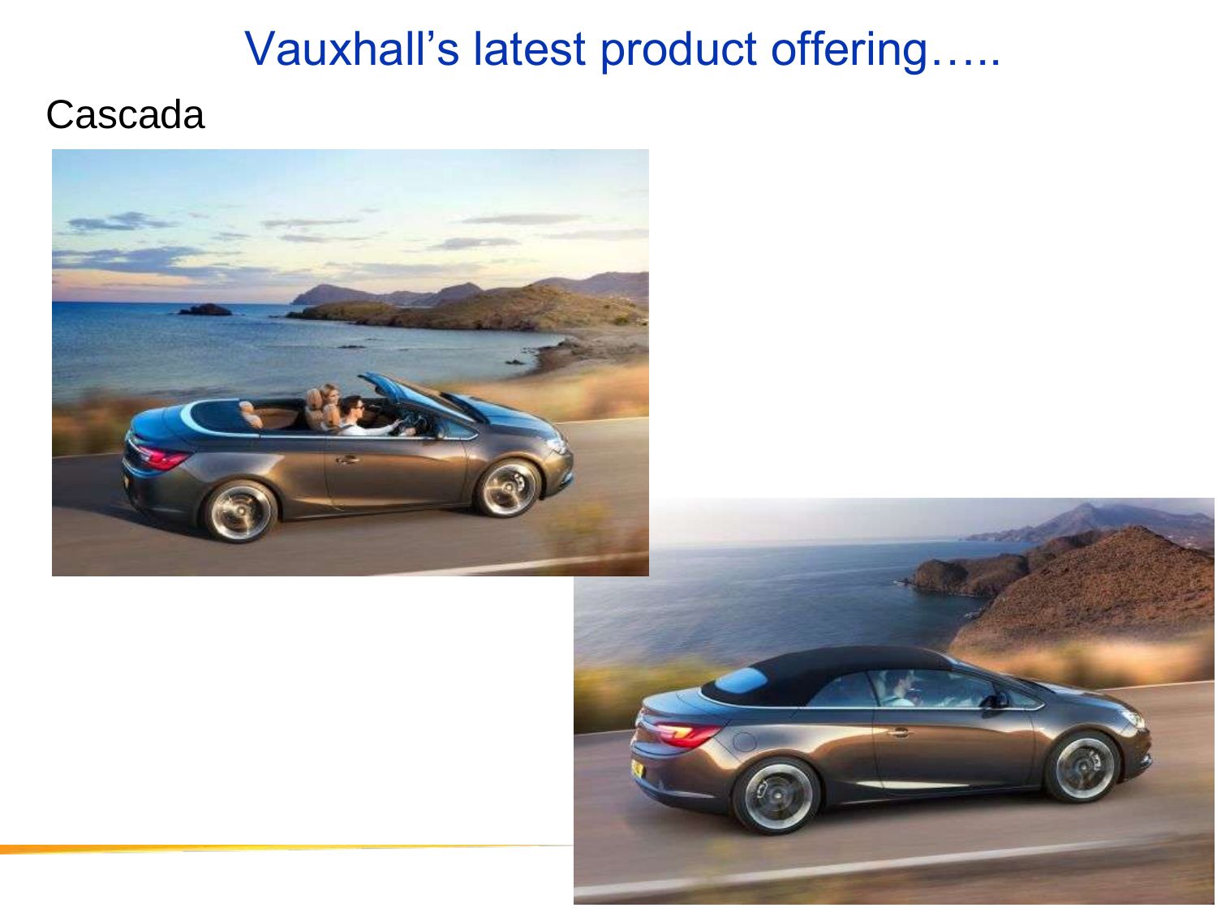# Vauxhall's latest product offering…..

Cascada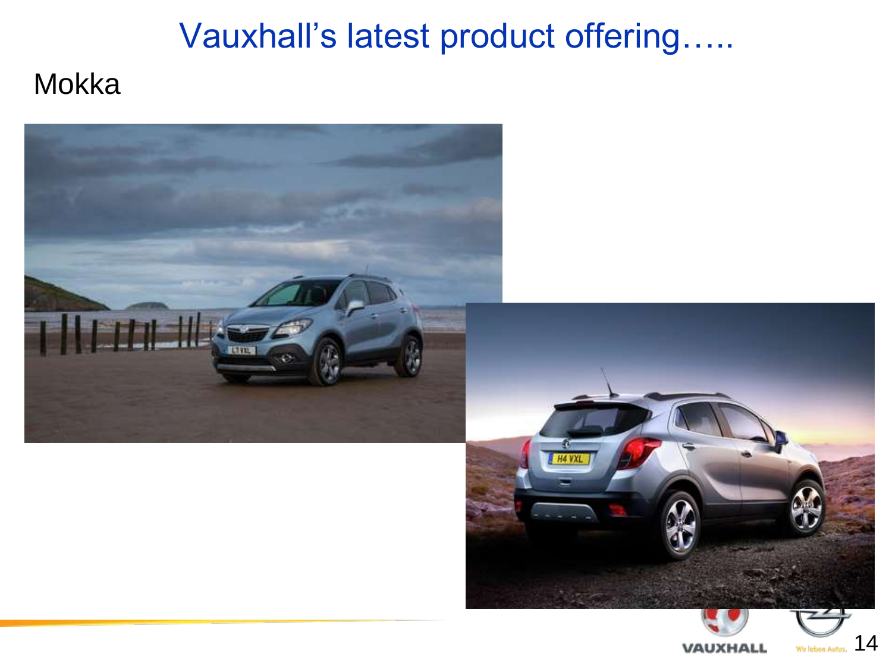# Vauxhall's latest product offering…..

Mokka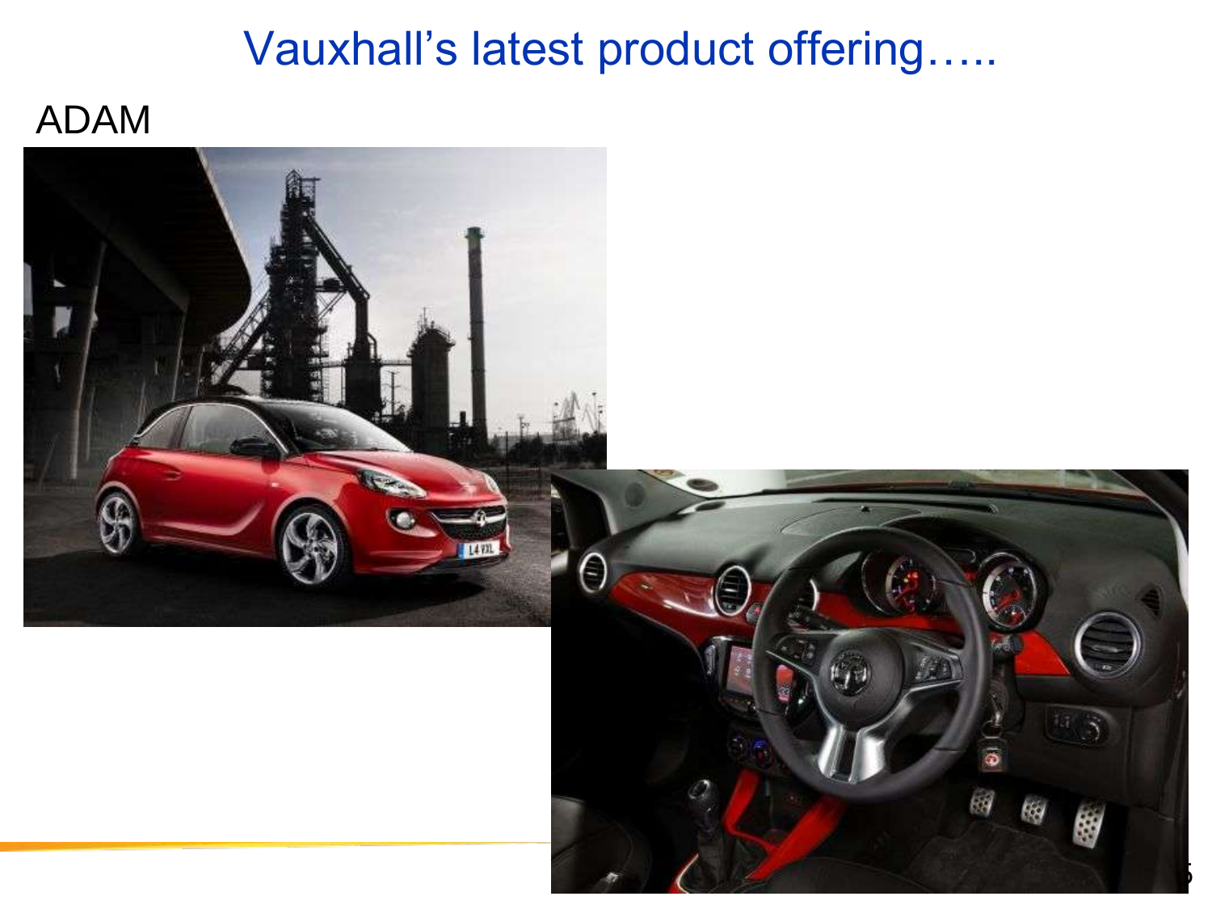# Vauxhall's latest product offering…..

ADAM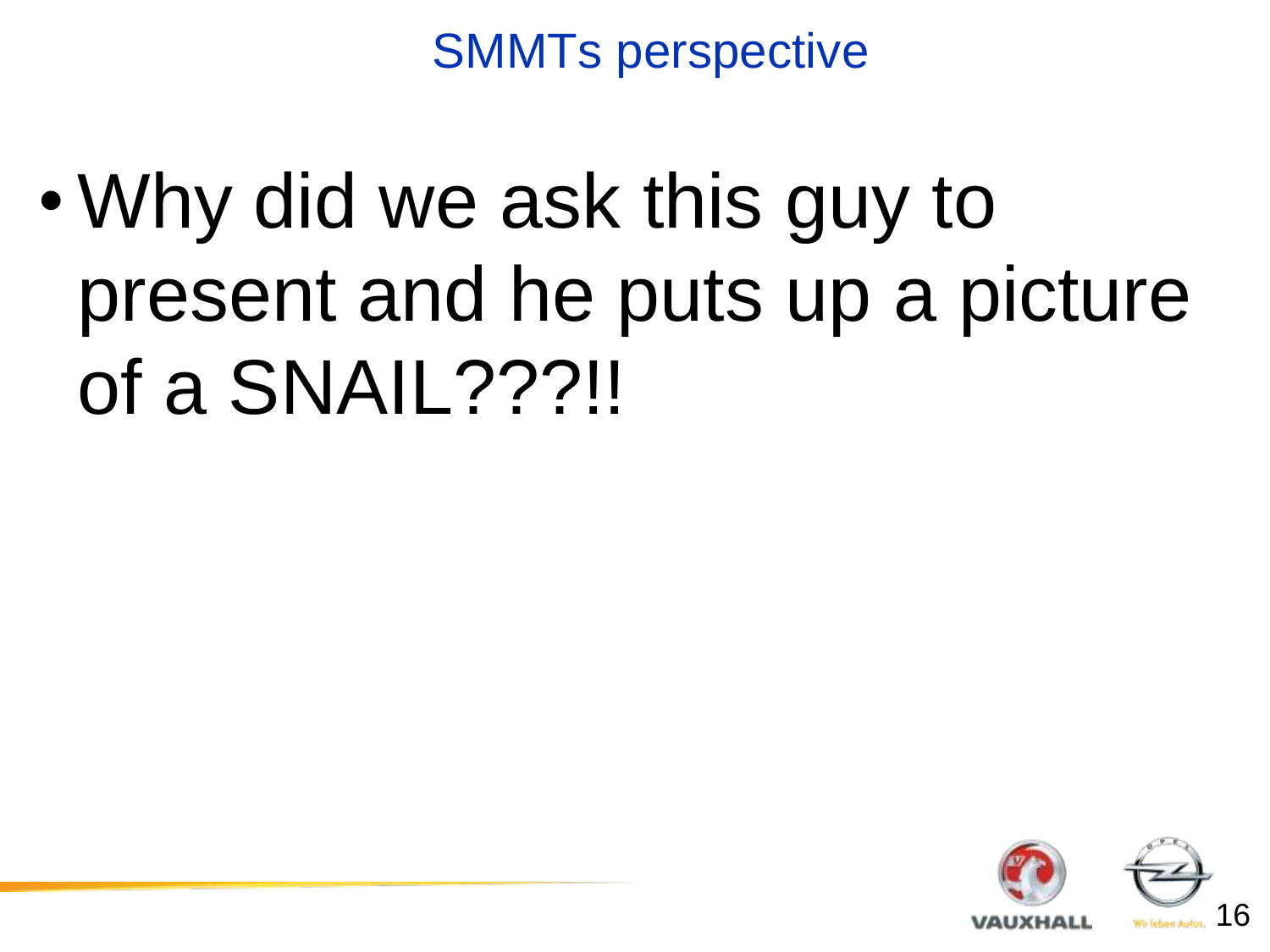# SMMTs perspective

- Why did we ask this guy to present and he puts up a picture of a SNAIL???!!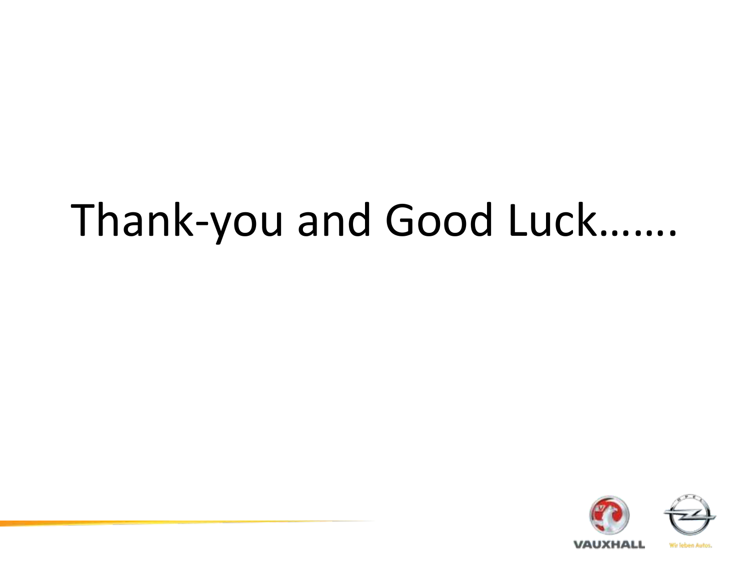# Thank-you and Good Luck…….